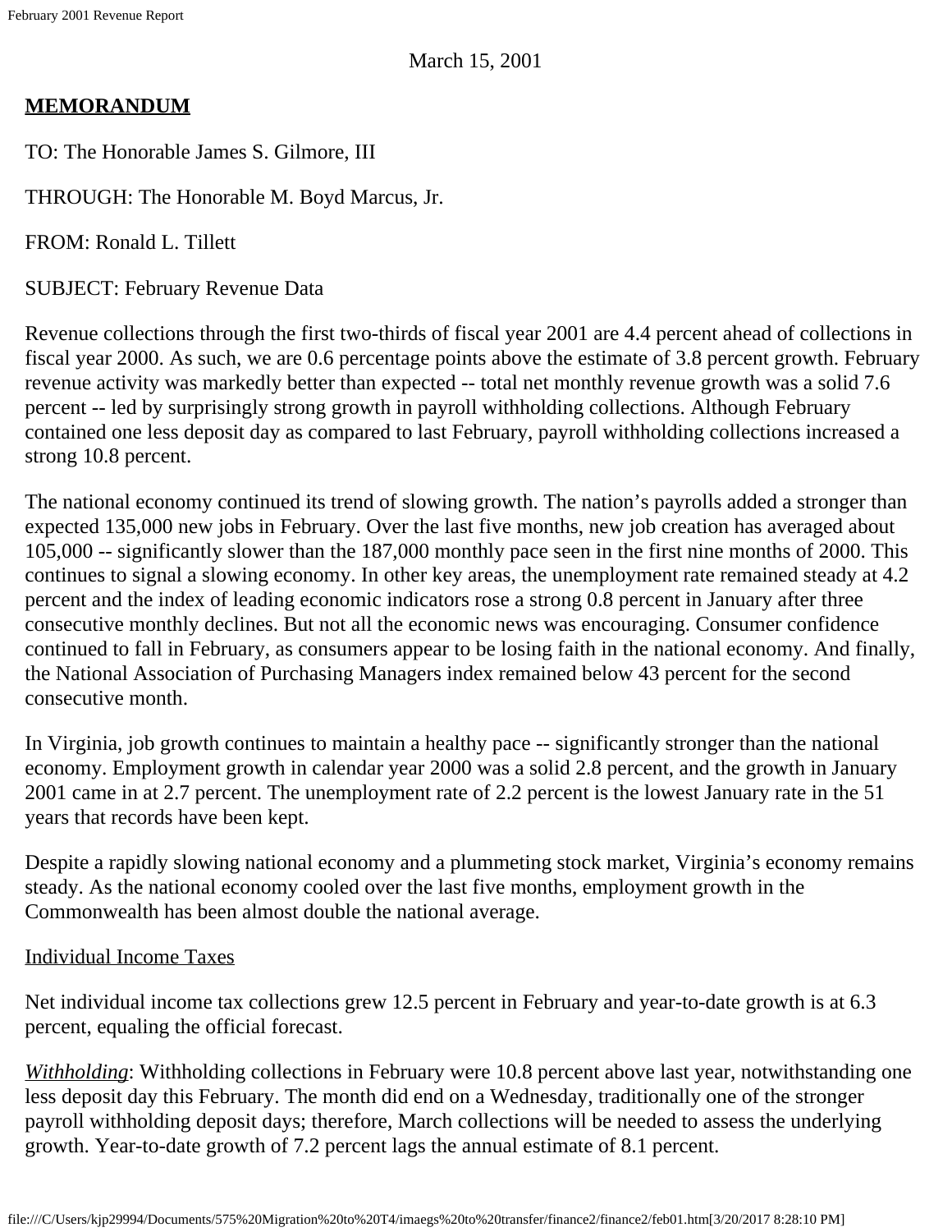March 15, 2001

**MEMORANDUM**

TO: The Honorable James S. Gilmore, III

THROUGH: The Honorable M. Boyd Marcus, Jr.

FROM: Ronald L. Tillett

SUBJECT: February Revenue Data

Revenue collections through the first two-thirds of fiscal year 2001 are 4.4 percent ahead of collections in fiscal year 2000. As such, we are 0.6 percentage points above the estimate of 3.8 percent growth. February revenue activity was markedly better than expected -- total net monthly revenue growth was a solid 7.6 percent -- led by surprisingly strong growth in payroll withholding collections. Although February contained one less deposit day as compared to last February, payroll withholding collections increased a strong 10.8 percent.

The national economy continued its trend of slowing growth. The nation's payrolls added a stronger than expected 135,000 new jobs in February. Over the last five months, new job creation has averaged about 105,000 -- significantly slower than the 187,000 monthly pace seen in the first nine months of 2000. This continues to signal a slowing economy. In other key areas, the unemployment rate remained steady at 4.2 percent and the index of leading economic indicators rose a strong 0.8 percent in January after three consecutive monthly declines. But not all the economic news was encouraging. Consumer confidence continued to fall in February, as consumers appear to be losing faith in the national economy. And finally, the National Association of Purchasing Managers index remained below 43 percent for the second consecutive month.

In Virginia, job growth continues to maintain a healthy pace -- significantly stronger than the national economy. Employment growth in calendar year 2000 was a solid 2.8 percent, and the growth in January 2001 came in at 2.7 percent. The unemployment rate of 2.2 percent is the lowest January rate in the 51 years that records have been kept.

Despite a rapidly slowing national economy and a plummeting stock market, Virginia's economy remains steady. As the national economy cooled over the last five months, employment growth in the Commonwealth has been almost double the national average.

Individual Income Taxes

Net individual income tax collections grew 12.5 percent in February and year-to-date growth is at 6.3 percent, equaling the official forecast.

*Withholding*: Withholding collections in February were 10.8 percent above last year, notwithstanding one less deposit day this February. The month did end on a Wednesday, traditionally one of the stronger payroll withholding deposit days; therefore, March collections will be needed to assess the underlying growth. Year-to-date growth of 7.2 percent lags the annual estimate of 8.1 percent.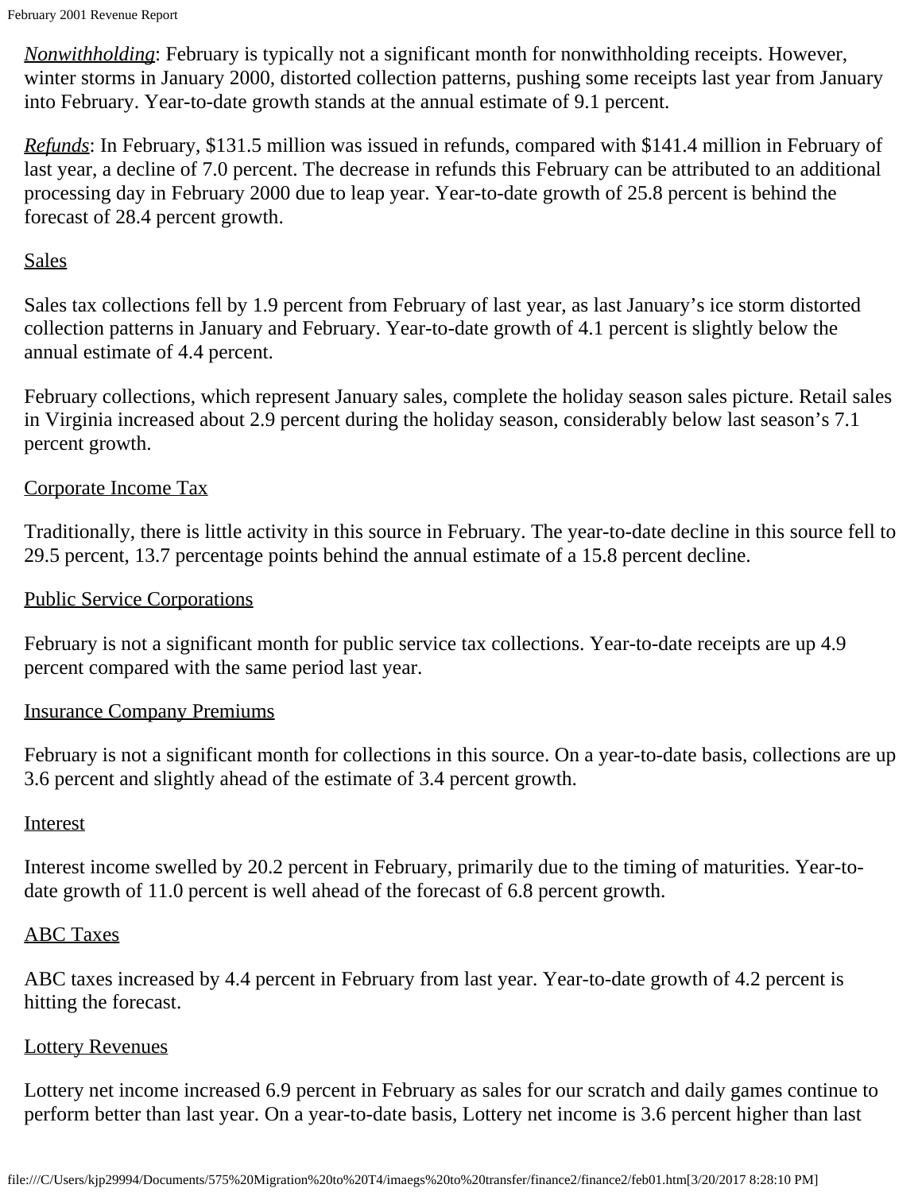*Nonwithholding*: February is typically not a significant month for nonwithholding receipts. However, winter storms in January 2000, distorted collection patterns, pushing some receipts last year from January into February. Year-to-date growth stands at the annual estimate of 9.1 percent.

*Refunds*: In February, $131.5 million was issued in refunds, compared with $141.4 million in February of last year, a decline of 7.0 percent. The decrease in refunds this February can be attributed to an additional processing day in February 2000 due to leap year. Year-to-date growth of 25.8 percent is behind the forecast of 28.4 percent growth.

## Sales

Sales tax collections fell by 1.9 percent from February of last year, as last January's ice storm distorted collection patterns in January and February. Year-to-date growth of 4.1 percent is slightly below the annual estimate of 4.4 percent.

February collections, which represent January sales, complete the holiday season sales picture. Retail sales in Virginia increased about 2.9 percent during the holiday season, considerably below last season's 7.1 percent growth.

## Corporate Income Tax

Traditionally, there is little activity in this source in February. The year-to-date decline in this source fell to 29.5 percent, 13.7 percentage points behind the annual estimate of a 15.8 percent decline.

## Public Service Corporations

February is not a significant month for public service tax collections. Year-to-date receipts are up 4.9 percent compared with the same period last year.

## Insurance Company Premiums

February is not a significant month for collections in this source. On a year-to-date basis, collections are up 3.6 percent and slightly ahead of the estimate of 3.4 percent growth.

## Interest

Interest income swelled by 20.2 percent in February, primarily due to the timing of maturities. Year-to-date growth of 11.0 percent is well ahead of the forecast of 6.8 percent growth.

## ABC Taxes

ABC taxes increased by 4.4 percent in February from last year. Year-to-date growth of 4.2 percent is hitting the forecast.

## Lottery Revenues

Lottery net income increased 6.9 percent in February as sales for our scratch and daily games continue to perform better than last year. On a year-to-date basis, Lottery net income is 3.6 percent higher than last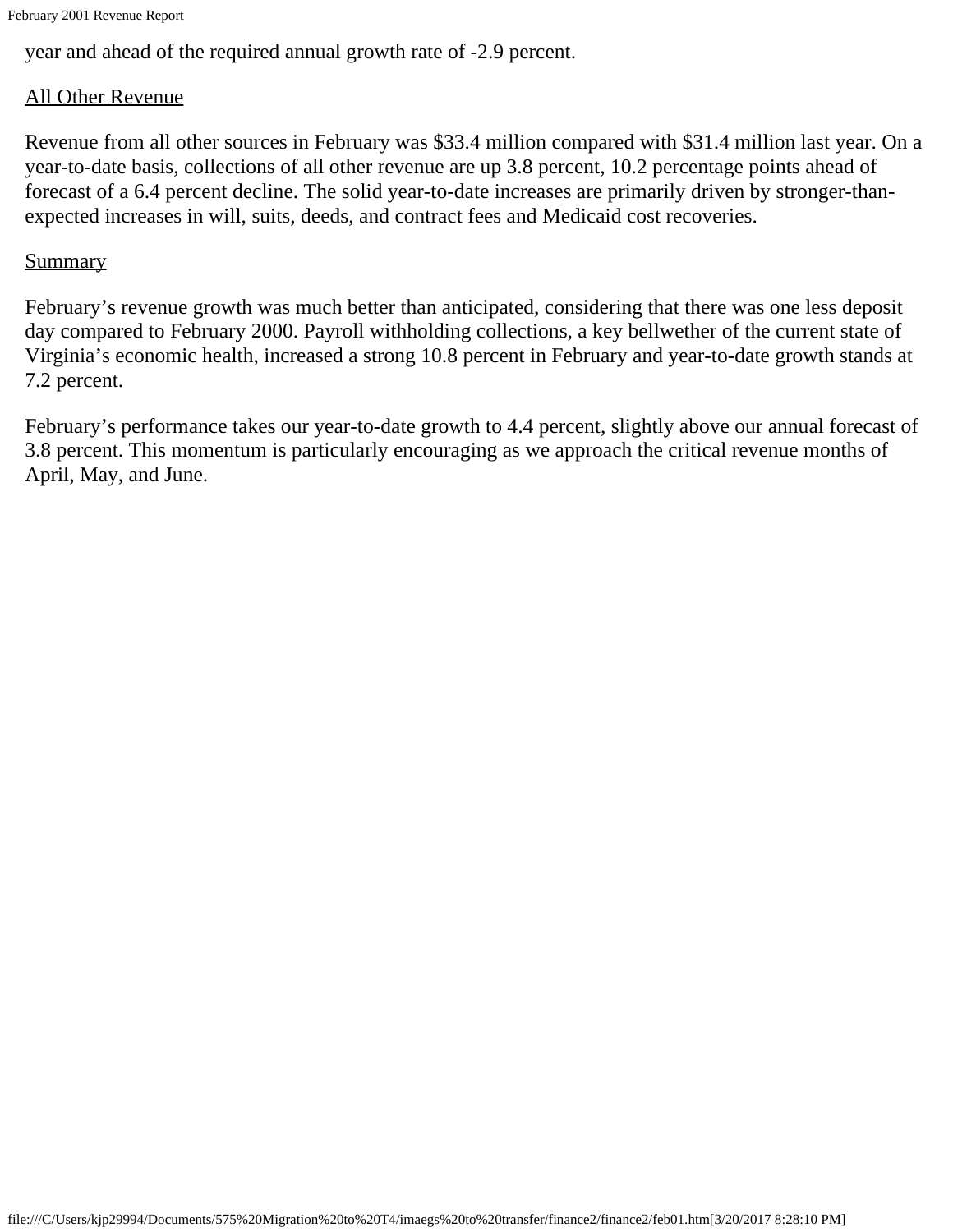year and ahead of the required annual growth rate of -2.9 percent.

## All Other Revenue

Revenue from all other sources in February was $33.4 million compared with $31.4 million last year. On a year-to-date basis, collections of all other revenue are up 3.8 percent, 10.2 percentage points ahead of forecast of a 6.4 percent decline. The solid year-to-date increases are primarily driven by stronger-than-expected increases in will, suits, deeds, and contract fees and Medicaid cost recoveries.

## Summary

February's revenue growth was much better than anticipated, considering that there was one less deposit day compared to February 2000. Payroll withholding collections, a key bellwether of the current state of Virginia's economic health, increased a strong 10.8 percent in February and year-to-date growth stands at 7.2 percent.

February's performance takes our year-to-date growth to 4.4 percent, slightly above our annual forecast of 3.8 percent. This momentum is particularly encouraging as we approach the critical revenue months of April, May, and June.